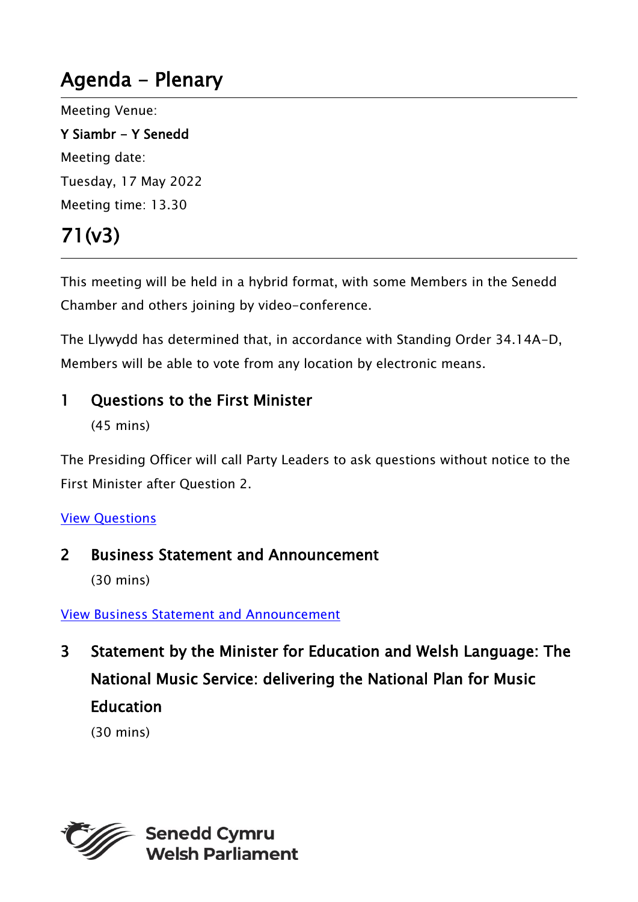# Agenda - Plenary

Meeting Venue:

**Y Siambr - Y Senedd**

Meeting date:

Tuesday, 17 May 2022

Meeting time: 13.30

# 71(v3)

This meeting will be held in a hybrid format, with some Members in the Senedd Chamber and others joining by video-conference.

The Llywydd has determined that, in accordance with Standing Order 34.14A-D, Members will be able to vote from any location by electronic means.

## 1 Questions to the First Minister

(45 mins)

The Presiding Officer will call Party Leaders to ask questions without notice to the First Minister after Question 2.

View Questions

## 2 Business Statement and Announcement

(30 mins)

View Business Statement and Announcement

## 3 Statement by the Minister for Education and Welsh Language: The National Music Service: delivering the National Plan for Music Education

(30 mins)

Senedd Cymru
Welsh Parliament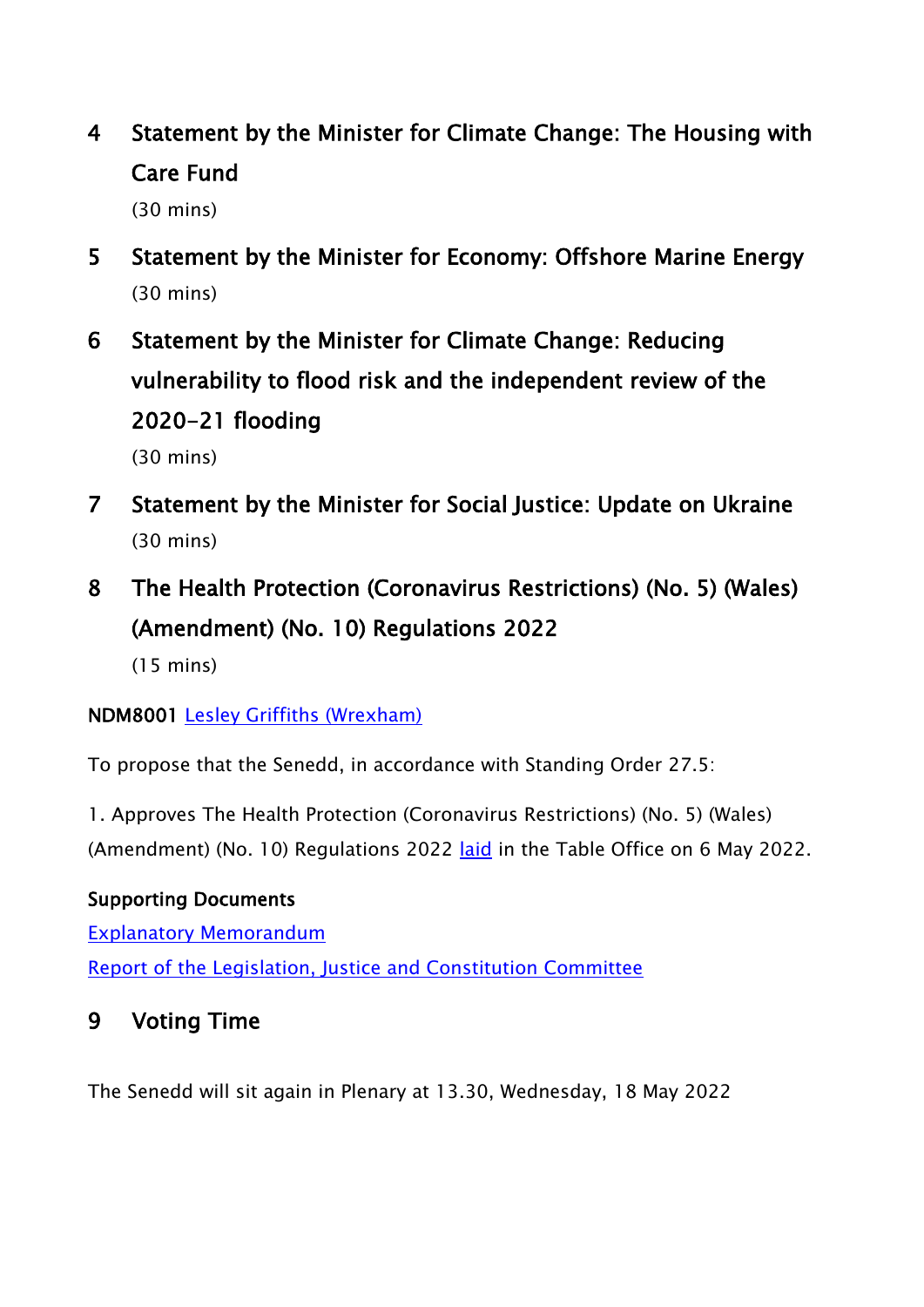## 4 Statement by the Minister for Climate Change: The Housing with Care Fund

(30 mins)

## 5 Statement by the Minister for Economy: Offshore Marine Energy

(30 mins)

## 6 Statement by the Minister for Climate Change: Reducing vulnerability to flood risk and the independent review of the 2020-21 flooding

(30 mins)

## 7 Statement by the Minister for Social Justice: Update on Ukraine

(30 mins)

## 8 The Health Protection (Coronavirus Restrictions) (No. 5) (Wales) (Amendment) (No. 10) Regulations 2022

(15 mins)

**NDM8001** Lesley Griffiths (Wrexham)

To propose that the Senedd, in accordance with Standing Order 27.5:

1. Approves The Health Protection (Coronavirus Restrictions) (No. 5) (Wales) (Amendment) (No. 10) Regulations 2022 laid in the Table Office on 6 May 2022.

**Supporting Documents**

Explanatory Memorandum

Report of the Legislation, Justice and Constitution Committee

## 9 Voting Time

The Senedd will sit again in Plenary at 13.30, Wednesday, 18 May 2022